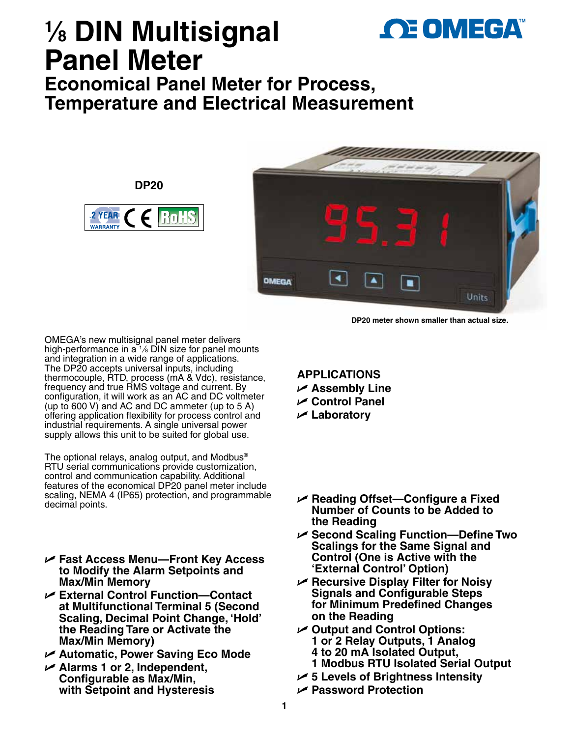# ⅛ DIN Multisignal Panel Meter

## Economical Panel Meter for Process, Temperature and Electrical Measurement

**DP20**

DP20 meter shown smaller than actual size.

OMEGA's new multisignal panel meter delivers high-performance in a ⅛ DIN size for panel mounts and integration in a wide range of applications. The DP20 accepts universal inputs, including thermocouple, RTD, process (mA & Vdc), resistance, frequency and true RMS voltage and current. By configuration, it will work as an AC and DC voltmeter (up to 600 V) and AC and DC ammeter (up to 5 A) offering application flexibility for process control and industrial requirements. A single universal power supply allows this unit to be suited for global use.

The optional relays, analog output, and Modbus® RTU serial communications provide customization, control and communication capability. Additional features of the economical DP20 panel meter include scaling, NEMA 4 (IP65) protection, and programmable decimal points.

- **Fast Access Menu—Front Key Access to Modify the Alarm Setpoints and Max/Min Memory**
- **External Control Function—Contact at Multifunctional Terminal 5 (Second Scaling, Decimal Point Change, 'Hold' the Reading Tare or Activate the Max/Min Memory)**
- **Automatic, Power Saving Eco Mode**
- **Alarms 1 or 2, Independent, Configurable as Max/Min, with Setpoint and Hysteresis**

### APPLICATIONS

- **Assembly Line**
- **Control Panel**
- **Laboratory**

- **Reading Offset—Configure a Fixed Number of Counts to be Added to the Reading**
- **Second Scaling Function—Define Two Scalings for the Same Signal and Control (One is Active with the 'External Control' Option)**
- **Recursive Display Filter for Noisy Signals and Configurable Steps for Minimum Predefined Changes on the Reading**
- **Output and Control Options: 1 or 2 Relay Outputs, 1 Analog 4 to 20 mA Isolated Output, 1 Modbus RTU Isolated Serial Output**
- **5 Levels of Brightness Intensity**
- **Password Protection**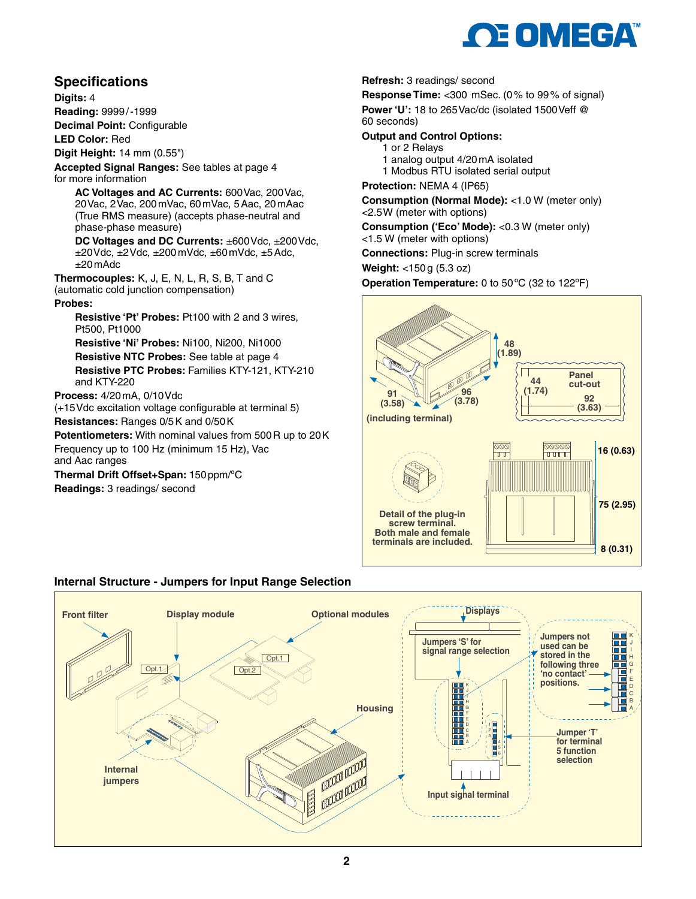## Specifications

**Digits:** 4

**Reading:** 9999/-1999

**Decimal Point:** Configurable

**LED Color:** Red

**Digit Height:** 14 mm (0.55")

**Accepted Signal Ranges:** See tables at page 4 for more information

- **AC Voltages and AC Currents:** 600 Vac, 200 Vac, 20 Vac, 2 Vac, 200 mVac, 60 mVac, 5 Aac, 20 mAac (True RMS measure) (accepts phase-neutral and phase-phase measure)
- **DC Voltages and DC Currents:** ±600 Vdc, ±200 Vdc, ±20 Vdc, ±2 Vdc, ±200 mVdc, ±60 mVdc, ±5 Adc, ±20 mAdc

**Thermocouples:** K, J, E, N, L, R, S, B, T and C (automatic cold junction compensation)

**Probes:**

- **Resistive 'Pt' Probes:** Pt100 with 2 and 3 wires, Pt500, Pt1000
- **Resistive 'Ni' Probes:** Ni100, Ni200, Ni1000
- **Resistive NTC Probes:** See table at page 4
- **Resistive PTC Probes:** Families KTY-121, KTY-210 and KTY-220

**Process:** 4/20 mA, 0/10 Vdc (+15 Vdc excitation voltage configurable at terminal 5)

**Resistances:** Ranges 0/5 K and 0/50 K

**Potentiometers:** With nominal values from 500 R up to 20 K

Frequency up to 100 Hz (minimum 15 Hz), Vac and Aac ranges

**Thermal Drift Offset+Span:** 150 ppm/ºC

**Readings:** 3 readings/ second

**Refresh:** 3 readings/ second

**Response Time:** <300 mSec. (0% to 99% of signal)

**Power 'U':** 18 to 265 Vac/dc (isolated 1500 Veff @ 60 seconds)

**Output and Control Options:**

- 1 or 2 Relays
- 1 analog output 4/20 mA isolated
- 1 Modbus RTU isolated serial output

**Protection:** NEMA 4 (IP65)

**Consumption (Normal Mode):** <1.0 W (meter only) <2.5 W (meter with options)

**Consumption ('Eco' Mode):** <0.3 W (meter only) <1.5 W (meter with options)

**Connections:** Plug-in screw terminals

**Weight:** <150 g (5.3 oz)

**Operation Temperature:** 0 to 50ºC (32 to 122ºF)

48 (1.89)
91 (3.58)
96 (3.78)
(including terminal)
Panel cut-out
44 (1.74)
92 (3.63)
16 (0.63)
75 (2.95)
8 (0.31)

Detail of the plug-in screw terminal. Both male and female terminals are included.

## Internal Structure - Jumpers for Input Range Selection

Front filter
Display module
Optional modules
Opt.1
Opt.2
Housing
Internal jumpers
Displays
Jumpers 'S' for signal range selection
Jumpers not used can be stored in the following three 'no contact' positions.
Jumper 'T' for terminal 5 function selection
Input signal terminal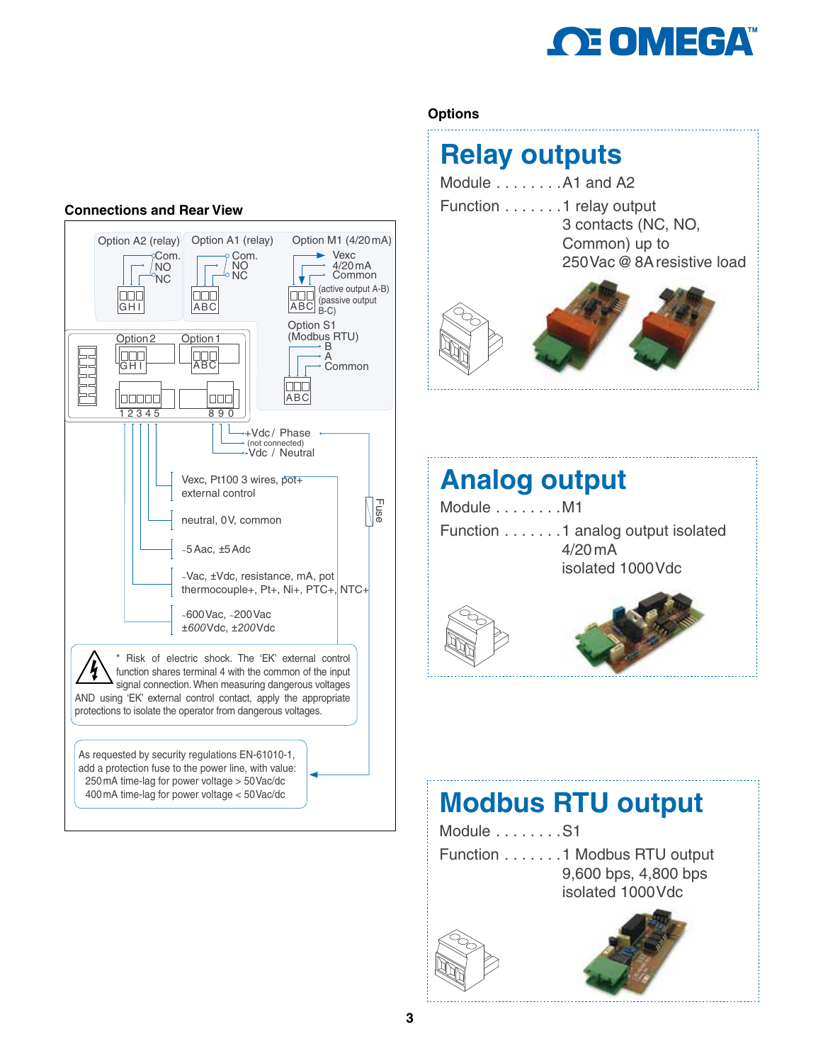## Connections and Rear View

Option A2 (relay): Com., NO, NC — G H I

Option A1 (relay): Com., NO, NC — A B C

Option M1 (4/20 mA): Vexc, 4/20 mA, Common — A B C (active output A-B) (passive output B-C)

Option S1 (Modbus RTU): B, A, Common — A B C

Option 2: G H I

Option 1: A B C

1 2 3 4 5

8 9 0

+Vdc / Phase

(not connected)

-Vdc / Neutral

Fuse

Vexc, Pt100 3 wires, pot+ external control

neutral, 0V, common

~5 Aac, ±5 Adc

~Vac, ±Vdc, resistance, mA, pot thermocouple+, Pt+, Ni+, PTC+, NTC+

~600 Vac, ~200 Vac ±600 Vdc, ±200 Vdc

\* Risk of electric shock. The 'EK' external control function shares terminal 4 with the common of the input signal connection. When measuring dangerous voltages AND using 'EK' external control contact, apply the appropriate protections to isolate the operator from dangerous voltages.

As requested by security regulations EN-61010-1, add a protection fuse to the power line, with value:
250 mA time-lag for power voltage > 50 Vac/dc
400 mA time-lag for power voltage < 50 Vac/dc

## Options

### Relay outputs

Module . . . . . . . . A1 and A2

Function . . . . . . . 1 relay output
3 contacts (NC, NO, Common) up to
250 Vac @ 8 A resistive load

### Analog output

Module . . . . . . . . M1

Function . . . . . . . 1 analog output isolated
4/20 mA
isolated 1000 Vdc

### Modbus RTU output

Module . . . . . . . . S1

Function . . . . . . . 1 Modbus RTU output
9,600 bps, 4,800 bps
isolated 1000 Vdc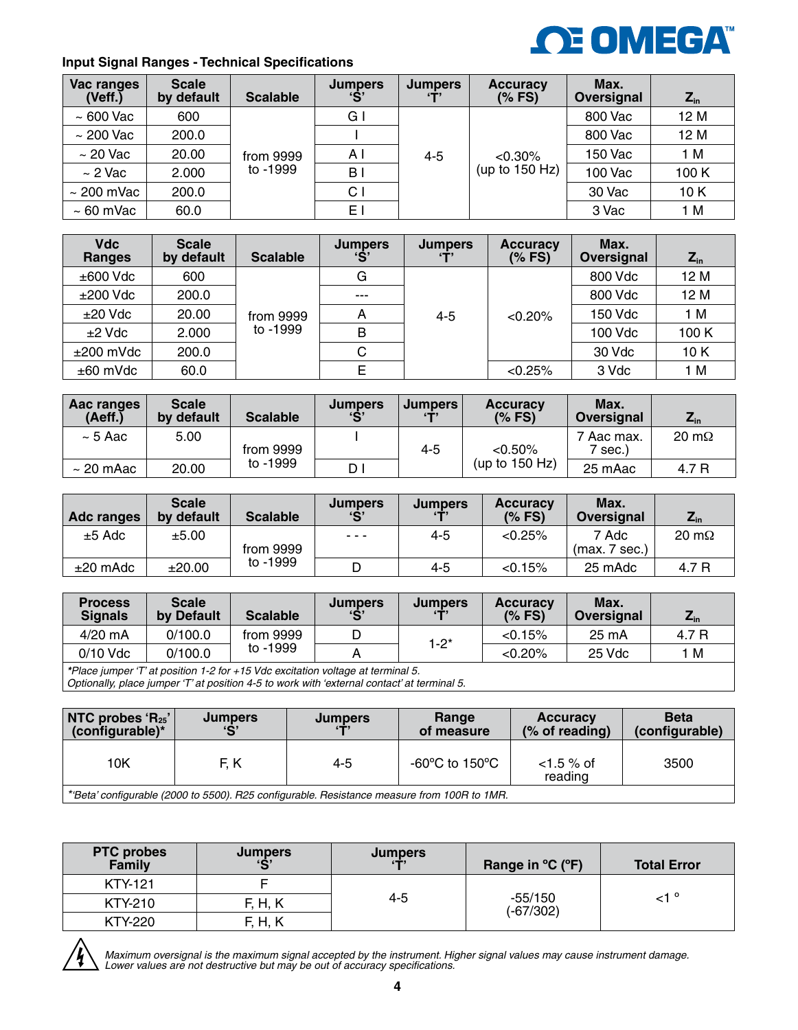## Input Signal Ranges - Technical Specifications

| Vac ranges (Veff.) | Scale by default | Scalable | Jumpers 'S' | Jumpers 'T' | Accuracy (% FS) | Max. Oversignal | $Z_{in}$ |
|---|---|---|---|---|---|---|---|
| ~ 600 Vac | 600 | from 9999 to -1999 | G I | 4-5 | <0.30% (up to 150 Hz) | 800 Vac | 12 M |
| ~ 200 Vac | 200.0 | | I | | | 800 Vac | 12 M |
| ~ 20 Vac | 20.00 | | A I | | | 150 Vac | 1 M |
| ~ 2 Vac | 2.000 | | B I | | | 100 Vac | 100 K |
| ~ 200 mVac | 200.0 | | C I | | | 30 Vac | 10 K |
| ~ 60 mVac | 60.0 | | E I | | | 3 Vac | 1 M |

| Vdc Ranges | Scale by default | Scalable | Jumpers 'S' | Jumpers 'T' | Accuracy (% FS) | Max. Oversignal | $Z_{in}$ |
|---|---|---|---|---|---|---|---|
| ±600 Vdc | 600 | from 9999 to -1999 | G | 4-5 | <0.20% | 800 Vdc | 12 M |
| ±200 Vdc | 200.0 | | --- | | | 800 Vdc | 12 M |
| ±20 Vdc | 20.00 | | A | | | 150 Vdc | 1 M |
| ±2 Vdc | 2.000 | | B | | | 100 Vdc | 100 K |
| ±200 mVdc | 200.0 | | C | | | 30 Vdc | 10 K |
| ±60 mVdc | 60.0 | | E | | <0.25% | 3 Vdc | 1 M |

| Aac ranges (Aeff.) | Scale by default | Scalable | Jumpers 'S' | Jumpers 'T' | Accuracy (% FS) | Max. Oversignal | $Z_{in}$ |
|---|---|---|---|---|---|---|---|
| ~ 5 Aac | 5.00 | from 9999 to -1999 | I | 4-5 | <0.50% (up to 150 Hz) | 7 Aac max. 7 sec.) | 20 mΩ |
| ~ 20 mAac | 20.00 | | D I | | | 25 mAac | 4.7 R |

| Adc ranges | Scale by default | Scalable | Jumpers 'S' | Jumpers 'T' | Accuracy (% FS) | Max. Oversignal | $Z_{in}$ |
|---|---|---|---|---|---|---|---|
| ±5 Adc | ±5.00 | from 9999 to -1999 | - - - | 4-5 | <0.25% | 7 Adc (max. 7 sec.) | 20 mΩ |
| ±20 mAdc | ±20.00 | | D | 4-5 | <0.15% | 25 mAdc | 4.7 R |

| Process Signals | Scale by Default | Scalable | Jumpers 'S' | Jumpers 'T' | Accuracy (% FS) | Max. Oversignal | $Z_{in}$ |
|---|---|---|---|---|---|---|---|
| 4/20 mA | 0/100.0 | from 9999 to -1999 | D | 1-2* | <0.15% | 25 mA | 4.7 R |
| 0/10 Vdc | 0/100.0 | | A | | <0.20% | 25 Vdc | 1 M |

*\*Place jumper 'T' at position 1-2 for +15 Vdc excitation voltage at terminal 5.*
*Optionally, place jumper 'T' at position 4-5 to work with 'external contact' at terminal 5.*

| NTC probes '$R_{25}$' (configurable)* | Jumpers 'S' | Jumpers 'T' | Range of measure | Accuracy (% of reading) | Beta (configurable) |
|---|---|---|---|---|---|
| 10K | F, K | 4-5 | -60ºC to 150ºC | <1.5 % of reading | 3500 |

*\*'Beta' configurable (2000 to 5500). R25 configurable. Resistance measure from 100R to 1MR.*

| PTC probes Family | Jumpers 'S' | Jumpers 'T' | Range in ºC (ºF) | Total Error |
|---|---|---|---|---|
| KTY-121 | F | 4-5 | -55/150 (-67/302) | <1 º |
| KTY-210 | F, H, K | | | |
| KTY-220 | F, H, K | | | |

*Maximum oversignal is the maximum signal accepted by the instrument. Higher signal values may cause instrument damage. Lower values are not destructive but may be out of accuracy specifications.*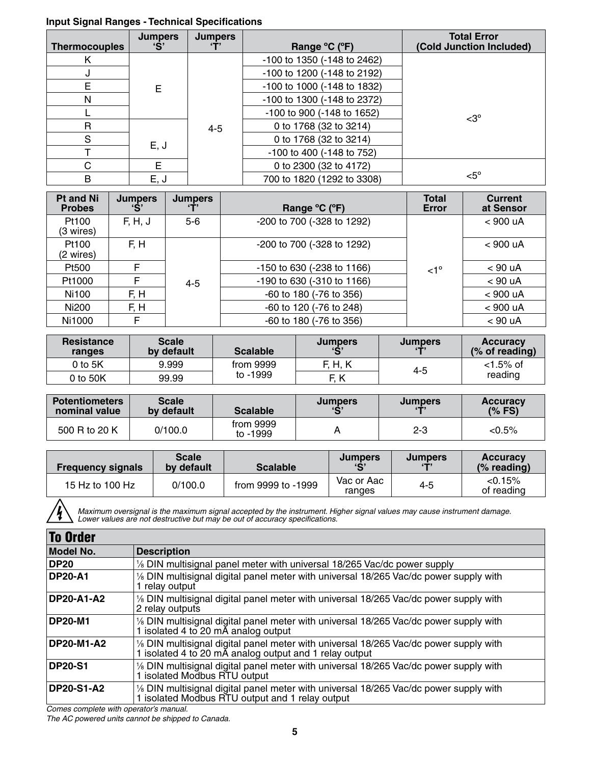**Input Signal Ranges - Technical Specifications**

| Thermocouples | Jumpers 'S' | Jumpers 'T' | Range °C (°F) | Total Error (Cold Junction Included) |
|---|---|---|---|---|
| K | E | 4-5 | -100 to 1350 (-148 to 2462) | <3° |
| J | | | -100 to 1200 (-148 to 2192) | |
| E | | | -100 to 1000 (-148 to 1832) | |
| N | | | -100 to 1300 (-148 to 2372) | |
| L | | | -100 to 900 (-148 to 1652) | |
| R | E, J | | 0 to 1768 (32 to 3214) | |
| S | | | 0 to 1768 (32 to 3214) | |
| T | | | -100 to 400 (-148 to 752) | |
| C | E | | 0 to 2300 (32 to 4172) | <5° |
| B | E, J | | 700 to 1820 (1292 to 3308) | |

| Pt and Ni Probes | Jumpers 'S' | Jumpers 'T' | Range °C (°F) | Total Error | Current at Sensor |
|---|---|---|---|---|---|
| Pt100 (3 wires) | F, H, J | 5-6 | -200 to 700 (-328 to 1292) | <1° | < 900 uA |
| Pt100 (2 wires) | F, H | 4-5 | -200 to 700 (-328 to 1292) | | < 900 uA |
| Pt500 | F | | -150 to 630 (-238 to 1166) | | < 90 uA |
| Pt1000 | F | | -190 to 630 (-310 to 1166) | | < 90 uA |
| Ni100 | F, H | | -60 to 180 (-76 to 356) | | < 900 uA |
| Ni200 | F, H | | -60 to 120 (-76 to 248) | | < 900 uA |
| Ni1000 | F | | -60 to 180 (-76 to 356) | | < 90 uA |

| Resistance ranges | Scale by default | Scalable | Jumpers 'S' | Jumpers 'T' | Accuracy (% of reading) |
|---|---|---|---|---|---|
| 0 to 5K | 9.999 | from 9999 to -1999 | F, H, K | 4-5 | <1.5% of reading |
| 0 to 50K | 99.99 | | F, K | | |

| Potentiometers nominal value | Scale by default | Scalable | Jumpers 'S' | Jumpers 'T' | Accuracy (% FS) |
|---|---|---|---|---|---|
| 500 R to 20 K | 0/100.0 | from 9999 to -1999 | A | 2-3 | <0.5% |

| Frequency signals | Scale by default | Scalable | Jumpers 'S' | Jumpers 'T' | Accuracy (% reading) |
|---|---|---|---|---|---|
| 15 Hz to 100 Hz | 0/100.0 | from 9999 to -1999 | Vac or Aac ranges | 4-5 | <0.15% of reading |

*Maximum oversignal is the maximum signal accepted by the instrument. Higher signal values may cause instrument damage. Lower values are not destructive but may be out of accuracy specifications.*

## To Order

| Model No. | Description |
|---|---|
| **DP20** | ⅛ DIN multisignal panel meter with universal 18/265 Vac/dc power supply |
| **DP20-A1** | ⅛ DIN multisignal digital panel meter with universal 18/265 Vac/dc power supply with 1 relay output |
| **DP20-A1-A2** | ⅛ DIN multisignal digital panel meter with universal 18/265 Vac/dc power supply with 2 relay outputs |
| **DP20-M1** | ⅛ DIN multisignal digital panel meter with universal 18/265 Vac/dc power supply with 1 isolated 4 to 20 mA analog output |
| **DP20-M1-A2** | ⅛ DIN multisignal digital panel meter with universal 18/265 Vac/dc power supply with 1 isolated 4 to 20 mA analog output and 1 relay output |
| **DP20-S1** | ⅛ DIN multisignal digital panel meter with universal 18/265 Vac/dc power supply with 1 isolated Modbus RTU output |
| **DP20-S1-A2** | ⅛ DIN multisignal digital panel meter with universal 18/265 Vac/dc power supply with 1 isolated Modbus RTU output and 1 relay output |

*Comes complete with operator's manual.*
*The AC powered units cannot be shipped to Canada.*